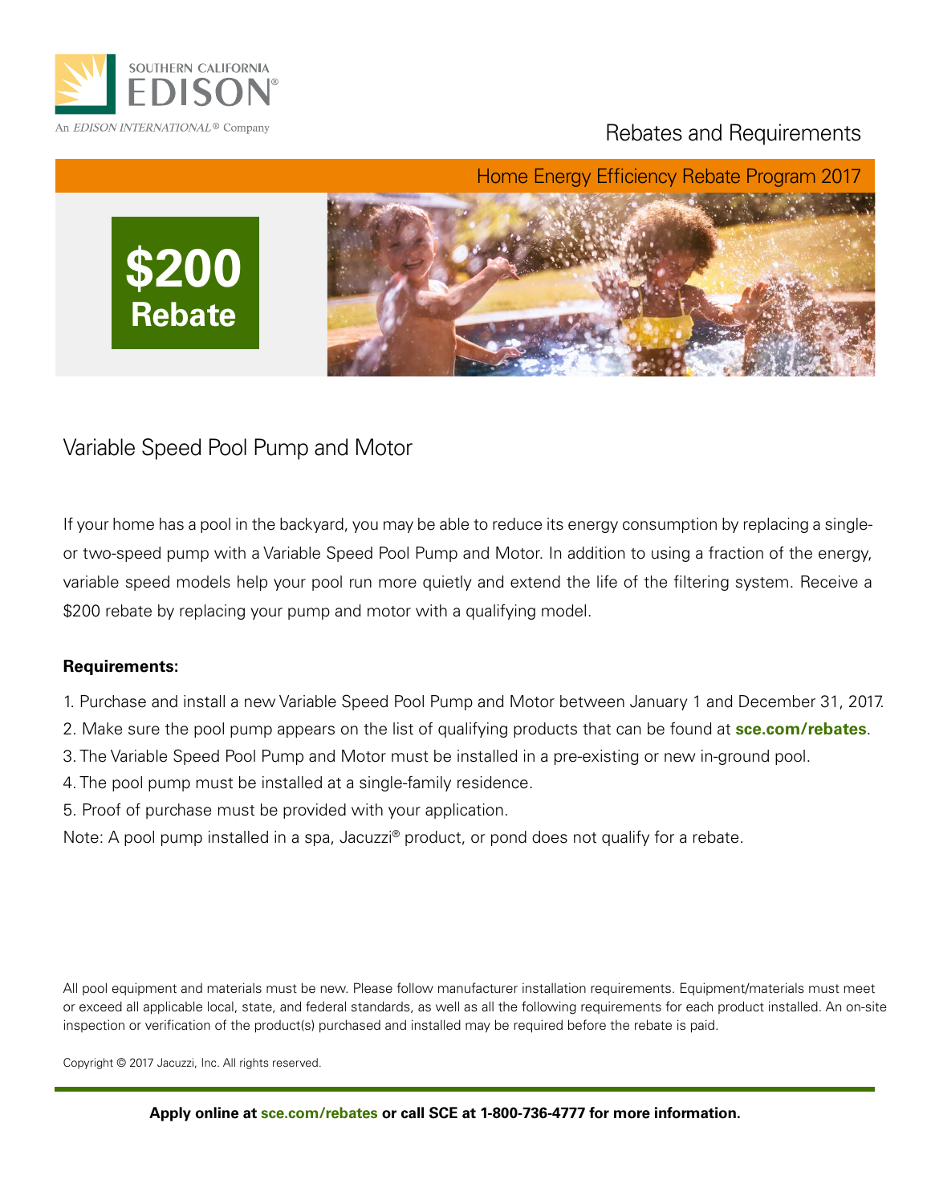SOUTHERN CALIFORNIA
EDISON®

An *EDISON INTERNATIONAL®* Company

Rebates and Requirements

Home Energy Efficiency Rebate Program 2017

**$200 Rebate**

## Variable Speed Pool Pump and Motor

If your home has a pool in the backyard, you may be able to reduce its energy consumption by replacing a single- or two-speed pump with a Variable Speed Pool Pump and Motor. In addition to using a fraction of the energy, variable speed models help your pool run more quietly and extend the life of the filtering system. Receive a $200 rebate by replacing your pump and motor with a qualifying model.

**Requirements:**

1. Purchase and install a new Variable Speed Pool Pump and Motor between January 1 and December 31, 2017.
2. Make sure the pool pump appears on the list of qualifying products that can be found at **sce.com/rebates**.
3. The Variable Speed Pool Pump and Motor must be installed in a pre-existing or new in-ground pool.
4. The pool pump must be installed at a single-family residence.
5. Proof of purchase must be provided with your application.

Note: A pool pump installed in a spa, Jacuzzi® product, or pond does not qualify for a rebate.

All pool equipment and materials must be new. Please follow manufacturer installation requirements. Equipment/materials must meet or exceed all applicable local, state, and federal standards, as well as all the following requirements for each product installed. An on-site inspection or verification of the product(s) purchased and installed may be required before the rebate is paid.

Copyright © 2017 Jacuzzi, Inc. All rights reserved.

**Apply online at sce.com/rebates or call SCE at 1-800-736-4777 for more information.**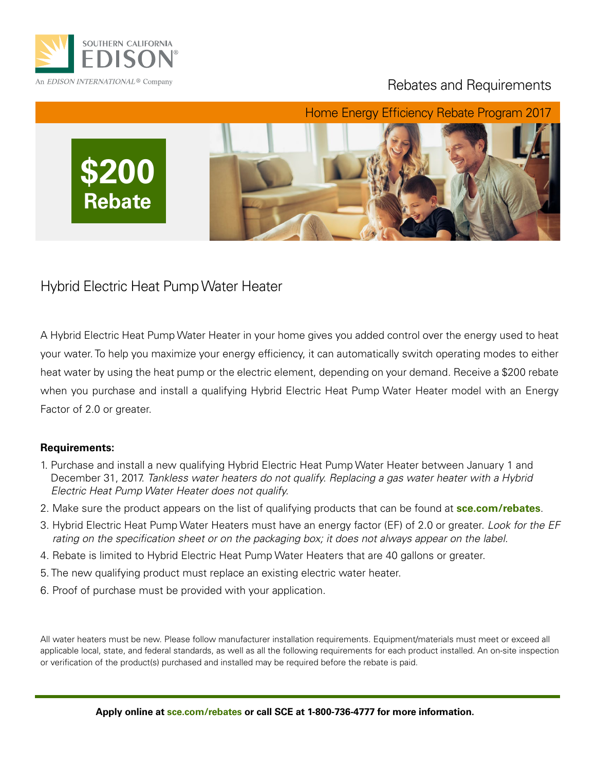SOUTHERN CALIFORNIA EDISON
An EDISON INTERNATIONAL® Company

Rebates and Requirements

Home Energy Efficiency Rebate Program 2017

**$200 Rebate**

## Hybrid Electric Heat Pump Water Heater

A Hybrid Electric Heat Pump Water Heater in your home gives you added control over the energy used to heat your water. To help you maximize your energy efficiency, it can automatically switch operating modes to either heat water by using the heat pump or the electric element, depending on your demand. Receive a $200 rebate when you purchase and install a qualifying Hybrid Electric Heat Pump Water Heater model with an Energy Factor of 2.0 or greater.

**Requirements:**

1. Purchase and install a new qualifying Hybrid Electric Heat Pump Water Heater between January 1 and December 31, 2017. *Tankless water heaters do not qualify. Replacing a gas water heater with a Hybrid Electric Heat Pump Water Heater does not qualify.*
2. Make sure the product appears on the list of qualifying products that can be found at **sce.com/rebates**.
3. Hybrid Electric Heat Pump Water Heaters must have an energy factor (EF) of 2.0 or greater. *Look for the EF rating on the specification sheet or on the packaging box; it does not always appear on the label.*
4. Rebate is limited to Hybrid Electric Heat Pump Water Heaters that are 40 gallons or greater.
5. The new qualifying product must replace an existing electric water heater.
6. Proof of purchase must be provided with your application.

All water heaters must be new. Please follow manufacturer installation requirements. Equipment/materials must meet or exceed all applicable local, state, and federal standards, as well as all the following requirements for each product installed. An on-site inspection or verification of the product(s) purchased and installed may be required before the rebate is paid.

**Apply online at sce.com/rebates or call SCE at 1-800-736-4777 for more information.**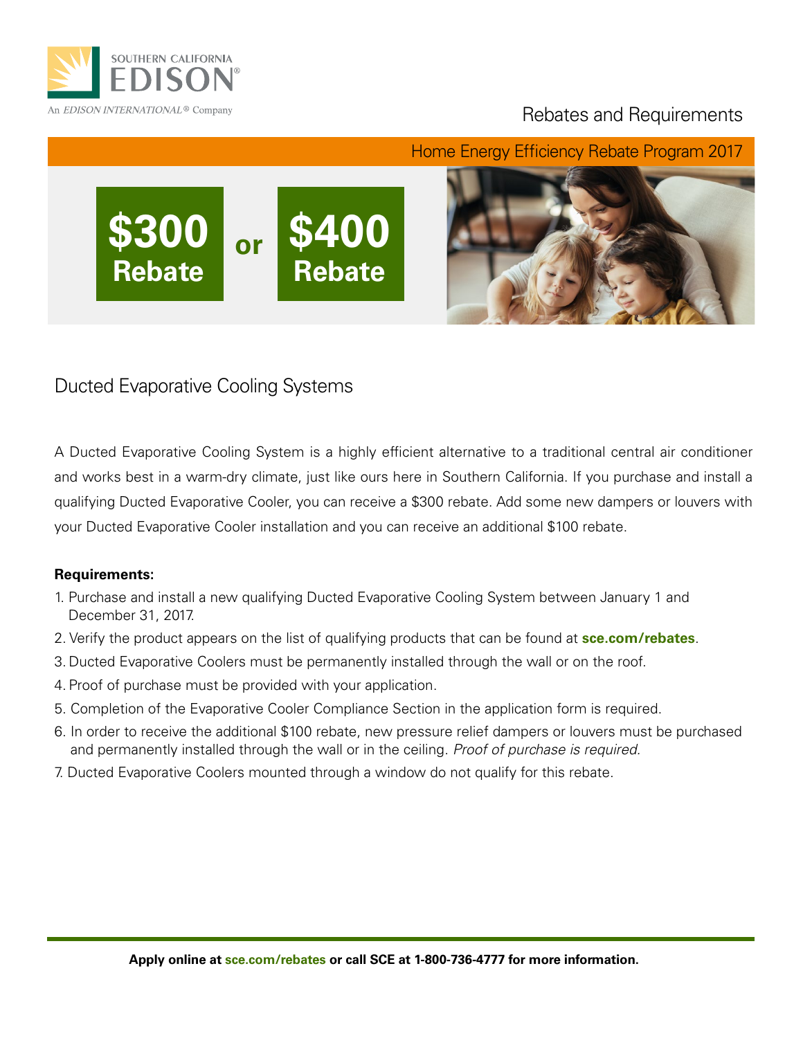SOUTHERN CALIFORNIA EDISON

An *EDISON INTERNATIONAL®* Company

Rebates and Requirements

Home Energy Efficiency Rebate Program 2017

**$300 Rebate** or **$400 Rebate**

## Ducted Evaporative Cooling Systems

A Ducted Evaporative Cooling System is a highly efficient alternative to a traditional central air conditioner and works best in a warm-dry climate, just like ours here in Southern California. If you purchase and install a qualifying Ducted Evaporative Cooler, you can receive a $300 rebate. Add some new dampers or louvers with your Ducted Evaporative Cooler installation and you can receive an additional $100 rebate.

**Requirements:**

1. Purchase and install a new qualifying Ducted Evaporative Cooling System between January 1 and December 31, 2017.
2. Verify the product appears on the list of qualifying products that can be found at **sce.com/rebates**.
3. Ducted Evaporative Coolers must be permanently installed through the wall or on the roof.
4. Proof of purchase must be provided with your application.
5. Completion of the Evaporative Cooler Compliance Section in the application form is required.
6. In order to receive the additional $100 rebate, new pressure relief dampers or louvers must be purchased and permanently installed through the wall or in the ceiling. *Proof of purchase is required.*
7. Ducted Evaporative Coolers mounted through a window do not qualify for this rebate.

**Apply online at sce.com/rebates or call SCE at 1-800-736-4777 for more information.**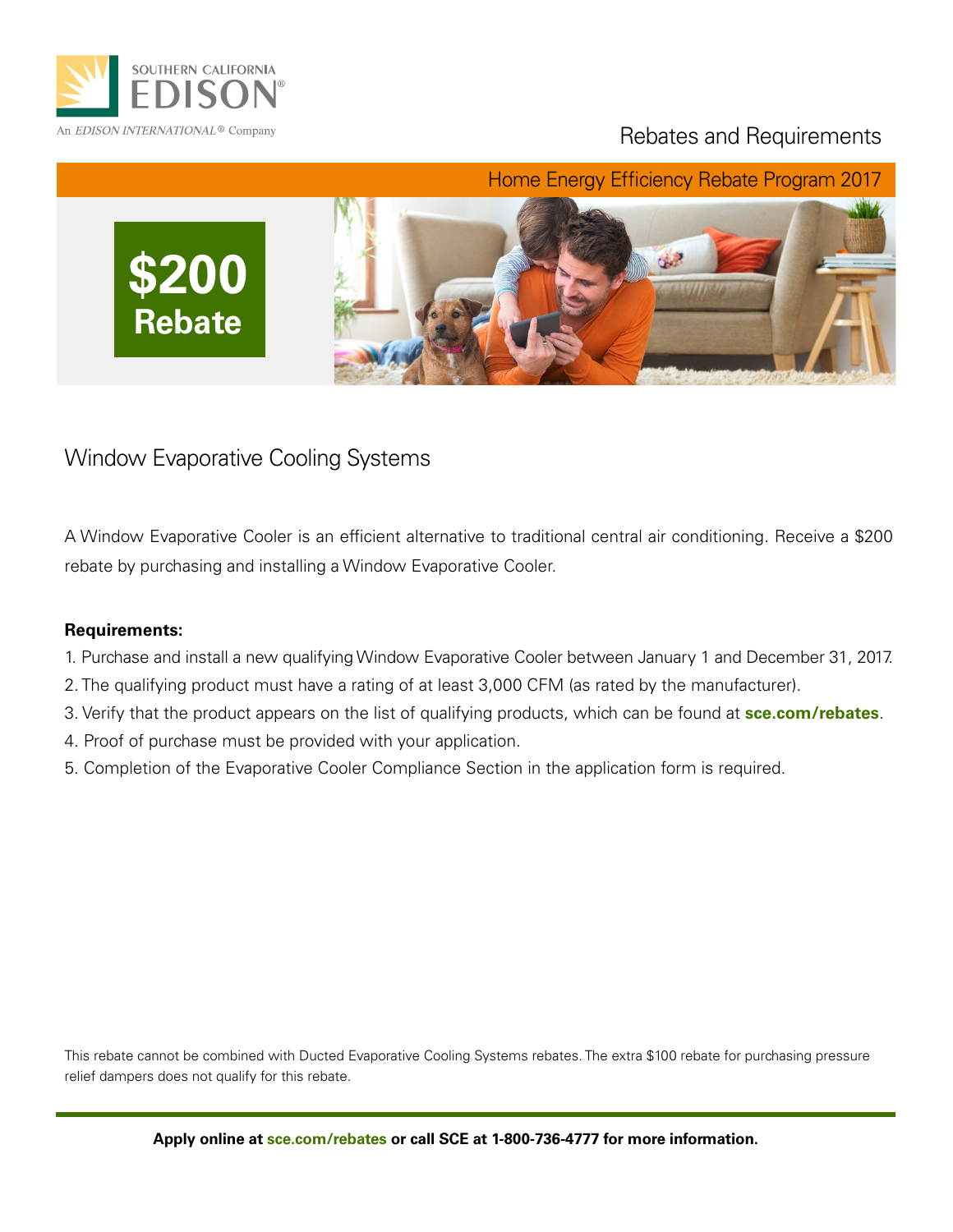SOUTHERN CALIFORNIA
EDISON®

An EDISON INTERNATIONAL® Company

Rebates and Requirements

Home Energy Efficiency Rebate Program 2017

**$200 Rebate**

## Window Evaporative Cooling Systems

A Window Evaporative Cooler is an efficient alternative to traditional central air conditioning. Receive a $200 rebate by purchasing and installing a Window Evaporative Cooler.

**Requirements:**

1. Purchase and install a new qualifying Window Evaporative Cooler between January 1 and December 31, 2017.
2. The qualifying product must have a rating of at least 3,000 CFM (as rated by the manufacturer).
3. Verify that the product appears on the list of qualifying products, which can be found at **sce.com/rebates**.
4. Proof of purchase must be provided with your application.
5. Completion of the Evaporative Cooler Compliance Section in the application form is required.

This rebate cannot be combined with Ducted Evaporative Cooling Systems rebates. The extra $100 rebate for purchasing pressure relief dampers does not qualify for this rebate.

**Apply online at sce.com/rebates or call SCE at 1-800-736-4777 for more information.**